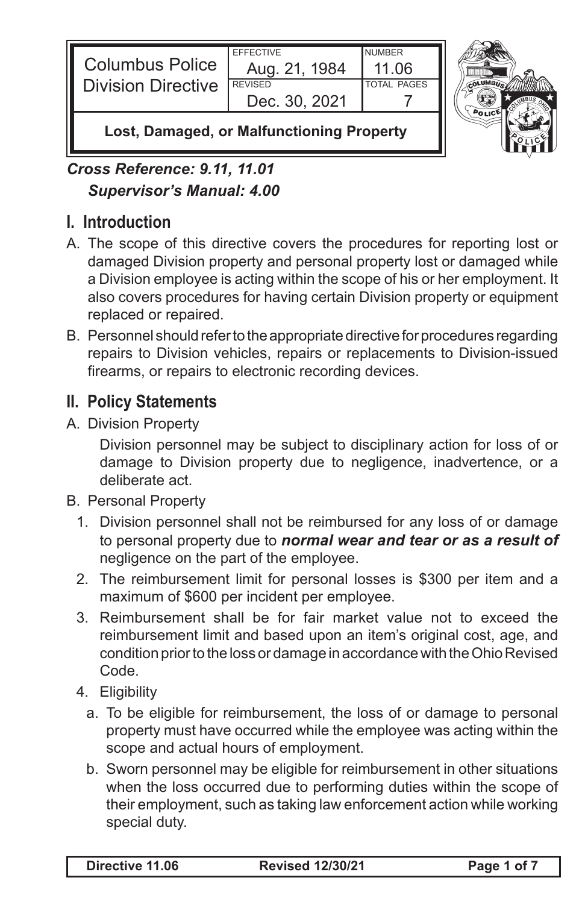| Columbus Police Division Directive | EFFECTIVE Aug. 21, 1984 | NUMBER 11.06 |
| --- | --- | --- |
| | REVISED Dec. 30, 2021 | TOTAL PAGES 7 |

**Lost, Damaged, or Malfunctioning Property**

***Cross Reference: 9.11, 11.01***
***Supervisor's Manual: 4.00***

## I. Introduction

A. The scope of this directive covers the procedures for reporting lost or damaged Division property and personal property lost or damaged while a Division employee is acting within the scope of his or her employment. It also covers procedures for having certain Division property or equipment replaced or repaired.

B. Personnel should refer to the appropriate directive for procedures regarding repairs to Division vehicles, repairs or replacements to Division-issued firearms, or repairs to electronic recording devices.

## II. Policy Statements

A. Division Property

Division personnel may be subject to disciplinary action for loss of or damage to Division property due to negligence, inadvertence, or a deliberate act.

B. Personal Property

1. Division personnel shall not be reimbursed for any loss of or damage to personal property due to ***normal wear and tear or as a result of*** negligence on the part of the employee.
2. The reimbursement limit for personal losses is $300 per item and a maximum of $600 per incident per employee.
3. Reimbursement shall be for fair market value not to exceed the reimbursement limit and based upon an item's original cost, age, and condition prior to the loss or damage in accordance with the Ohio Revised Code.
4. Eligibility
   a. To be eligible for reimbursement, the loss of or damage to personal property must have occurred while the employee was acting within the scope and actual hours of employment.
   b. Sworn personnel may be eligible for reimbursement in other situations when the loss occurred due to performing duties within the scope of their employment, such as taking law enforcement action while working special duty.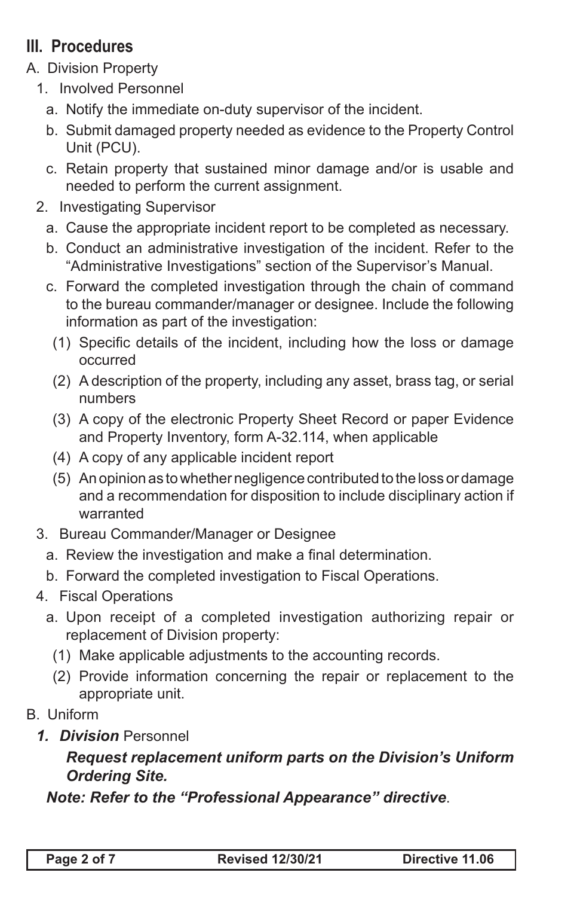## III. Procedures

A. Division Property

1. Involved Personnel
   a. Notify the immediate on-duty supervisor of the incident.
   b. Submit damaged property needed as evidence to the Property Control Unit (PCU).
   c. Retain property that sustained minor damage and/or is usable and needed to perform the current assignment.
2. Investigating Supervisor
   a. Cause the appropriate incident report to be completed as necessary.
   b. Conduct an administrative investigation of the incident. Refer to the "Administrative Investigations" section of the Supervisor's Manual.
   c. Forward the completed investigation through the chain of command to the bureau commander/manager or designee. Include the following information as part of the investigation:
      (1) Specific details of the incident, including how the loss or damage occurred
      (2) A description of the property, including any asset, brass tag, or serial numbers
      (3) A copy of the electronic Property Sheet Record or paper Evidence and Property Inventory, form A-32.114, when applicable
      (4) A copy of any applicable incident report
      (5) An opinion as to whether negligence contributed to the loss or damage and a recommendation for disposition to include disciplinary action if warranted
3. Bureau Commander/Manager or Designee
   a. Review the investigation and make a final determination.
   b. Forward the completed investigation to Fiscal Operations.
4. Fiscal Operations
   a. Upon receipt of a completed investigation authorizing repair or replacement of Division property:
      (1) Make applicable adjustments to the accounting records.
      (2) Provide information concerning the repair or replacement to the appropriate unit.

B. Uniform

1. ***Division*** Personnel

   ***Request replacement uniform parts on the Division's Uniform Ordering Site.***

***Note: Refer to the "Professional Appearance" directive***.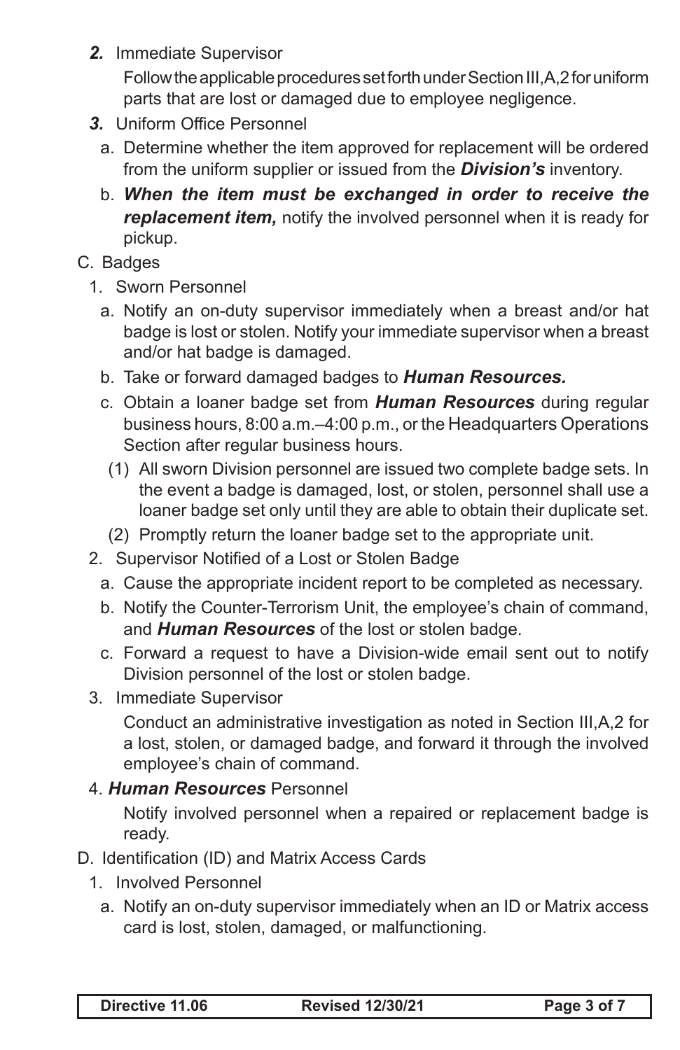***2.*** Immediate Supervisor

Follow the applicable procedures set forth under Section III,A,2 for uniform parts that are lost or damaged due to employee negligence.

***3.*** Uniform Office Personnel

a. Determine whether the item approved for replacement will be ordered from the uniform supplier or issued from the ***Division's*** inventory.

b. ***When the item must be exchanged in order to receive the replacement item,*** notify the involved personnel when it is ready for pickup.

C. Badges

1. Sworn Personnel

a. Notify an on-duty supervisor immediately when a breast and/or hat badge is lost or stolen. Notify your immediate supervisor when a breast and/or hat badge is damaged.

b. Take or forward damaged badges to ***Human Resources.***

c. Obtain a loaner badge set from ***Human Resources*** during regular business hours, 8:00 a.m.–4:00 p.m., or the Headquarters Operations Section after regular business hours.

(1) All sworn Division personnel are issued two complete badge sets. In the event a badge is damaged, lost, or stolen, personnel shall use a loaner badge set only until they are able to obtain their duplicate set.

(2) Promptly return the loaner badge set to the appropriate unit.

2. Supervisor Notified of a Lost or Stolen Badge

a. Cause the appropriate incident report to be completed as necessary.

b. Notify the Counter-Terrorism Unit, the employee's chain of command, and ***Human Resources*** of the lost or stolen badge.

c. Forward a request to have a Division-wide email sent out to notify Division personnel of the lost or stolen badge.

3. Immediate Supervisor

Conduct an administrative investigation as noted in Section III,A,2 for a lost, stolen, or damaged badge, and forward it through the involved employee's chain of command.

4. ***Human Resources*** Personnel

Notify involved personnel when a repaired or replacement badge is ready.

D. Identification (ID) and Matrix Access Cards

1. Involved Personnel

a. Notify an on-duty supervisor immediately when an ID or Matrix access card is lost, stolen, damaged, or malfunctioning.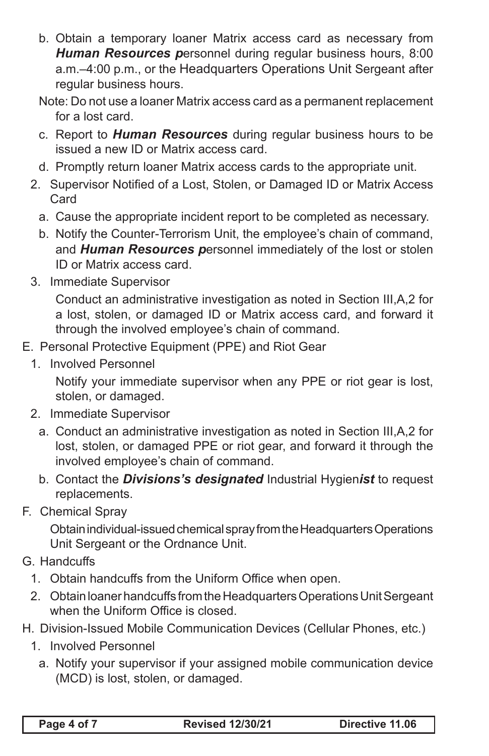b. Obtain a temporary loaner Matrix access card as necessary from ***Human Resources p***ersonnel during regular business hours, 8:00 a.m.–4:00 p.m., or the Headquarters Operations Unit Sergeant after regular business hours.

Note: Do not use a loaner Matrix access card as a permanent replacement for a lost card.

c. Report to ***Human Resources*** during regular business hours to be issued a new ID or Matrix access card.

d. Promptly return loaner Matrix access cards to the appropriate unit.

2. Supervisor Notified of a Lost, Stolen, or Damaged ID or Matrix Access Card

a. Cause the appropriate incident report to be completed as necessary.

b. Notify the Counter-Terrorism Unit, the employee's chain of command, and ***Human Resources p***ersonnel immediately of the lost or stolen ID or Matrix access card.

3. Immediate Supervisor

Conduct an administrative investigation as noted in Section III,A,2 for a lost, stolen, or damaged ID or Matrix access card, and forward it through the involved employee's chain of command.

E. Personal Protective Equipment (PPE) and Riot Gear

1. Involved Personnel

Notify your immediate supervisor when any PPE or riot gear is lost, stolen, or damaged.

2. Immediate Supervisor

a. Conduct an administrative investigation as noted in Section III,A,2 for lost, stolen, or damaged PPE or riot gear, and forward it through the involved employee's chain of command.

b. Contact the ***Divisions's designated*** Industrial Hygien***ist*** to request replacements.

F. Chemical Spray

Obtain individual-issued chemical spray from the Headquarters Operations Unit Sergeant or the Ordnance Unit.

G. Handcuffs

1. Obtain handcuffs from the Uniform Office when open.

2. Obtain loaner handcuffs from the Headquarters Operations Unit Sergeant when the Uniform Office is closed.

H. Division-Issued Mobile Communication Devices (Cellular Phones, etc.)

1. Involved Personnel

a. Notify your supervisor if your assigned mobile communication device (MCD) is lost, stolen, or damaged.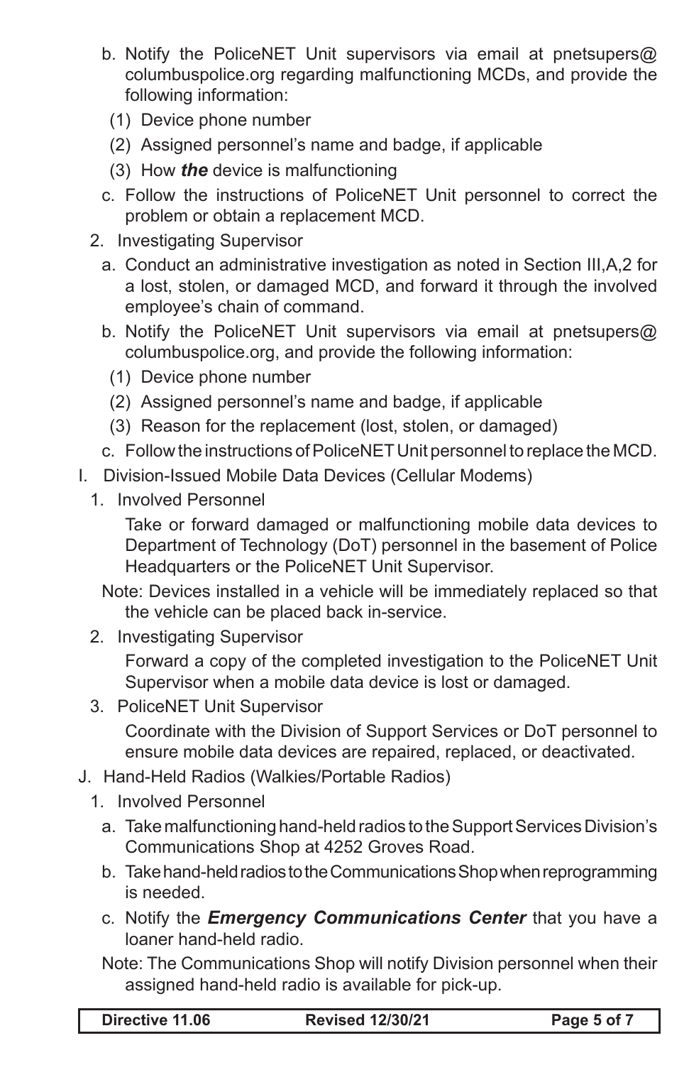b. Notify the PoliceNET Unit supervisors via email at pnetsupers@columbuspolice.org regarding malfunctioning MCDs, and provide the following information:

(1) Device phone number

(2) Assigned personnel's name and badge, if applicable

(3) How ***the*** device is malfunctioning

c. Follow the instructions of PoliceNET Unit personnel to correct the problem or obtain a replacement MCD.

2. Investigating Supervisor

a. Conduct an administrative investigation as noted in Section III,A,2 for a lost, stolen, or damaged MCD, and forward it through the involved employee's chain of command.

b. Notify the PoliceNET Unit supervisors via email at pnetsupers@columbuspolice.org, and provide the following information:

(1) Device phone number

(2) Assigned personnel's name and badge, if applicable

(3) Reason for the replacement (lost, stolen, or damaged)

c. Follow the instructions of PoliceNET Unit personnel to replace the MCD.

I. Division-Issued Mobile Data Devices (Cellular Modems)

1. Involved Personnel

Take or forward damaged or malfunctioning mobile data devices to Department of Technology (DoT) personnel in the basement of Police Headquarters or the PoliceNET Unit Supervisor.

Note: Devices installed in a vehicle will be immediately replaced so that the vehicle can be placed back in-service.

2. Investigating Supervisor

Forward a copy of the completed investigation to the PoliceNET Unit Supervisor when a mobile data device is lost or damaged.

3. PoliceNET Unit Supervisor

Coordinate with the Division of Support Services or DoT personnel to ensure mobile data devices are repaired, replaced, or deactivated.

J. Hand-Held Radios (Walkies/Portable Radios)

1. Involved Personnel

a. Take malfunctioning hand-held radios to the Support Services Division's Communications Shop at 4252 Groves Road.

b. Take hand-held radios to the Communications Shop when reprogramming is needed.

c. Notify the ***Emergency Communications Center*** that you have a loaner hand-held radio.

Note: The Communications Shop will notify Division personnel when their assigned hand-held radio is available for pick-up.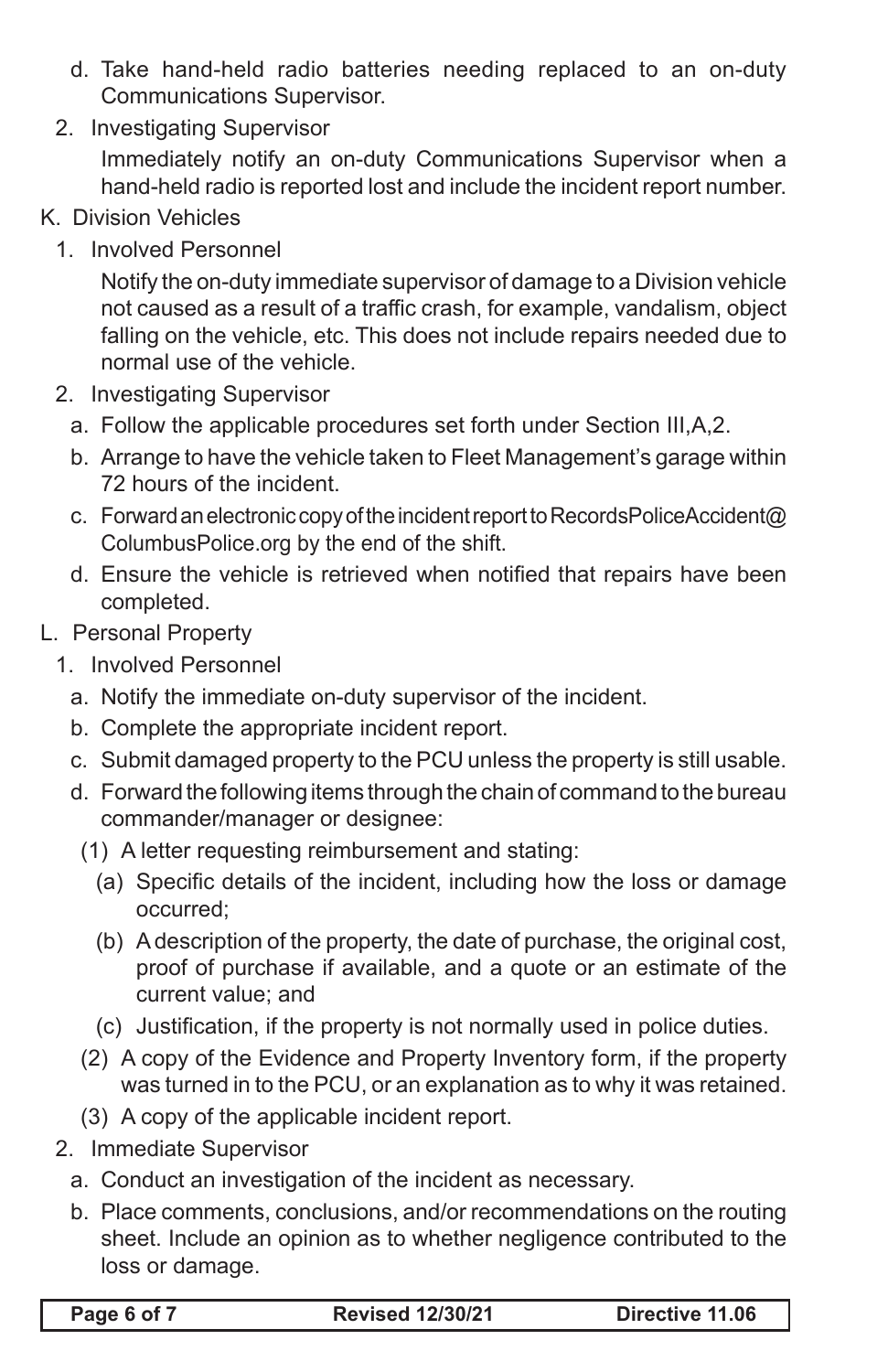d. Take hand-held radio batteries needing replaced to an on-duty Communications Supervisor.

2. Investigating Supervisor

   Immediately notify an on-duty Communications Supervisor when a hand-held radio is reported lost and include the incident report number.

K. Division Vehicles

1. Involved Personnel

   Notify the on-duty immediate supervisor of damage to a Division vehicle not caused as a result of a traffic crash, for example, vandalism, object falling on the vehicle, etc. This does not include repairs needed due to normal use of the vehicle.

2. Investigating Supervisor

   a. Follow the applicable procedures set forth under Section III,A,2.

   b. Arrange to have the vehicle taken to Fleet Management's garage within 72 hours of the incident.

   c. Forward an electronic copy of the incident report to RecordsPoliceAccident@ColumbusPolice.org by the end of the shift.

   d. Ensure the vehicle is retrieved when notified that repairs have been completed.

L. Personal Property

1. Involved Personnel

   a. Notify the immediate on-duty supervisor of the incident.

   b. Complete the appropriate incident report.

   c. Submit damaged property to the PCU unless the property is still usable.

   d. Forward the following items through the chain of command to the bureau commander/manager or designee:

      (1) A letter requesting reimbursement and stating:

         (a) Specific details of the incident, including how the loss or damage occurred;

         (b) A description of the property, the date of purchase, the original cost, proof of purchase if available, and a quote or an estimate of the current value; and

         (c) Justification, if the property is not normally used in police duties.

      (2) A copy of the Evidence and Property Inventory form, if the property was turned in to the PCU, or an explanation as to why it was retained.

      (3) A copy of the applicable incident report.

2. Immediate Supervisor

   a. Conduct an investigation of the incident as necessary.

   b. Place comments, conclusions, and/or recommendations on the routing sheet. Include an opinion as to whether negligence contributed to the loss or damage.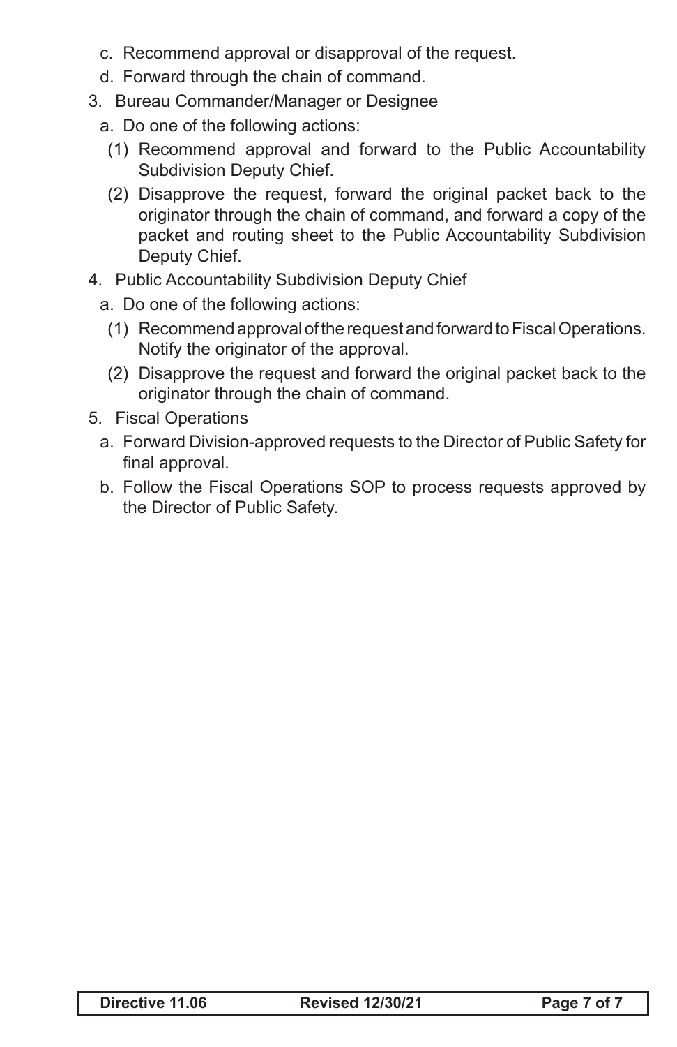c. Recommend approval or disapproval of the request.
   d. Forward through the chain of command.

3. Bureau Commander/Manager or Designee
   a. Do one of the following actions:
      (1) Recommend approval and forward to the Public Accountability Subdivision Deputy Chief.
      (2) Disapprove the request, forward the original packet back to the originator through the chain of command, and forward a copy of the packet and routing sheet to the Public Accountability Subdivision Deputy Chief.

4. Public Accountability Subdivision Deputy Chief
   a. Do one of the following actions:
      (1) Recommend approval of the request and forward to Fiscal Operations. Notify the originator of the approval.
      (2) Disapprove the request and forward the original packet back to the originator through the chain of command.

5. Fiscal Operations
   a. Forward Division-approved requests to the Director of Public Safety for final approval.
   b. Follow the Fiscal Operations SOP to process requests approved by the Director of Public Safety.